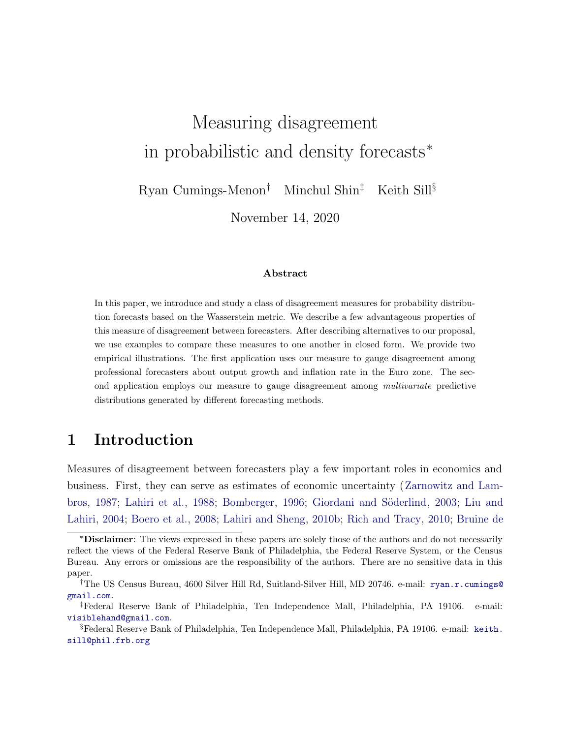# Measuring disagreement in probabilistic and density forecasts[*]

Ryan Cumings-Menon[†] Minchul Shin[‡] Keith Sill[§]

November 14, 2020

### Abstract

In this paper, we introduce and study a class of disagreement measures for probability distribution forecasts based on the Wasserstein metric. We describe a few advantageous properties of this measure of disagreement between forecasters. After describing alternatives to our proposal, we use examples to compare these measures to one another in closed form. We provide two empirical illustrations. The first application uses our measure to gauge disagreement among professional forecasters about output growth and inflation rate in the Euro zone. The second application employs our measure to gauge disagreement among *multivariate* predictive distributions generated by different forecasting methods.

## 1 Introduction

Measures of disagreement between forecasters play a few important roles in economics and business. First, they can serve as estimates of economic uncertainty (Zarnowitz and Lambros, 1987; Lahiri et al., 1988; Bomberger, 1996; Giordani and Söderlind, 2003; Liu and Lahiri, 2004; Boero et al., 2008; Lahiri and Sheng, 2010b; Rich and Tracy, 2010; Bruine de

---

[*]**Disclaimer**: The views expressed in these papers are solely those of the authors and do not necessarily reflect the views of the Federal Reserve Bank of Philadelphia, the Federal Reserve System, or the Census Bureau. Any errors or omissions are the responsibility of the authors. There are no sensitive data in this paper.

[†]The US Census Bureau, 4600 Silver Hill Rd, Suitland-Silver Hill, MD 20746. e-mail: ryan.r.cumings@gmail.com.

[‡]Federal Reserve Bank of Philadelphia, Ten Independence Mall, Philadelphia, PA 19106. e-mail: visiblehand@gmail.com.

[§]Federal Reserve Bank of Philadelphia, Ten Independence Mall, Philadelphia, PA 19106. e-mail: keith.sill@phil.frb.org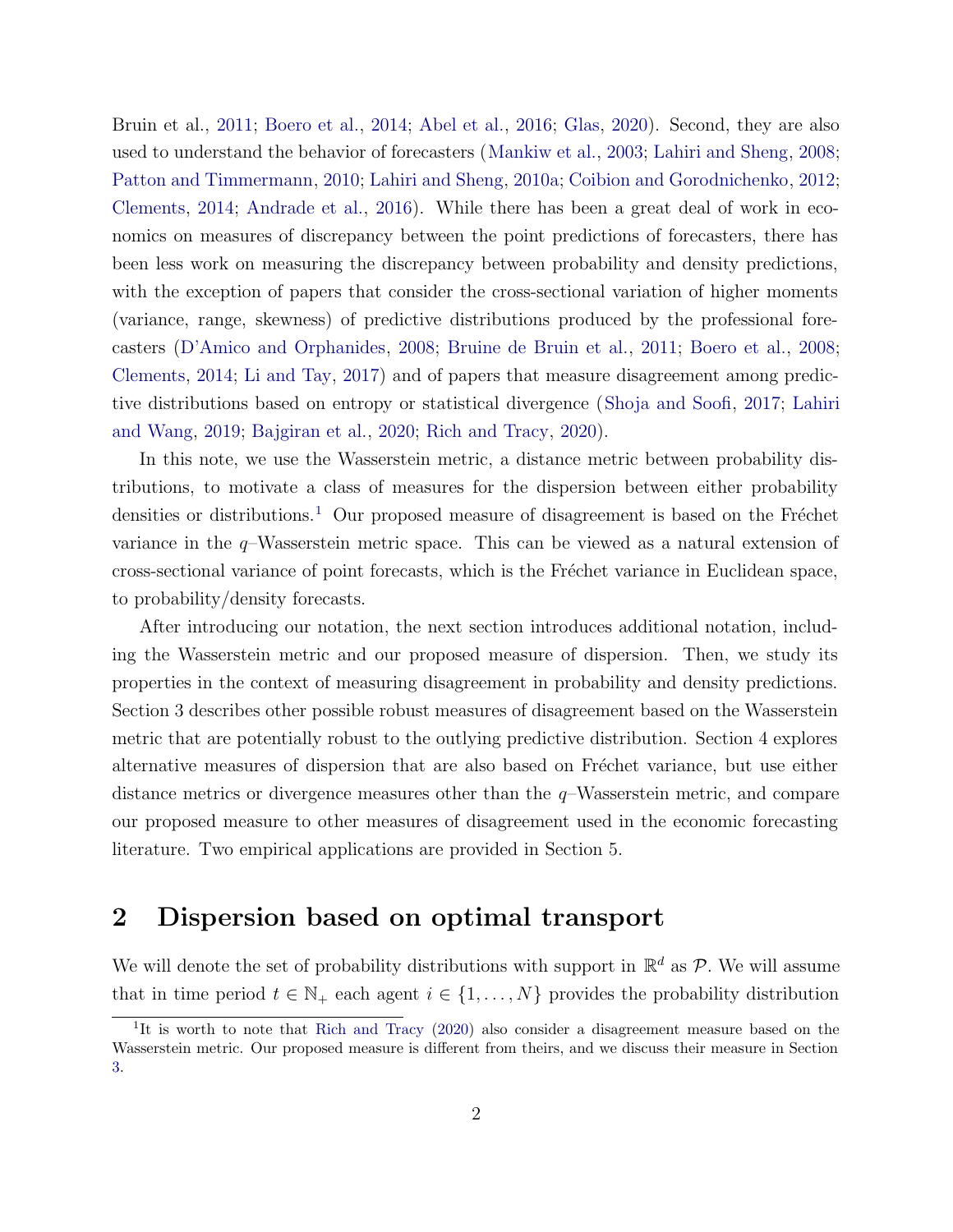Bruin et al., 2011; Boero et al., 2014; Abel et al., 2016; Glas, 2020). Second, they are also used to understand the behavior of forecasters (Mankiw et al., 2003; Lahiri and Sheng, 2008; Patton and Timmermann, 2010; Lahiri and Sheng, 2010a; Coibion and Gorodnichenko, 2012; Clements, 2014; Andrade et al., 2016). While there has been a great deal of work in economics on measures of discrepancy between the point predictions of forecasters, there has been less work on measuring the discrepancy between probability and density predictions, with the exception of papers that consider the cross-sectional variation of higher moments (variance, range, skewness) of predictive distributions produced by the professional forecasters (D'Amico and Orphanides, 2008; Bruine de Bruin et al., 2011; Boero et al., 2008; Clements, 2014; Li and Tay, 2017) and of papers that measure disagreement among predictive distributions based on entropy or statistical divergence (Shoja and Soofi, 2017; Lahiri and Wang, 2019; Bajgiran et al., 2020; Rich and Tracy, 2020).

In this note, we use the Wasserstein metric, a distance metric between probability distributions, to motivate a class of measures for the dispersion between either probability densities or distributions.[1] Our proposed measure of disagreement is based on the Fréchet variance in the $q$–Wasserstein metric space. This can be viewed as a natural extension of cross-sectional variance of point forecasts, which is the Fréchet variance in Euclidean space, to probability/density forecasts.

After introducing our notation, the next section introduces additional notation, including the Wasserstein metric and our proposed measure of dispersion. Then, we study its properties in the context of measuring disagreement in probability and density predictions. Section 3 describes other possible robust measures of disagreement based on the Wasserstein metric that are potentially robust to the outlying predictive distribution. Section 4 explores alternative measures of dispersion that are also based on Fréchet variance, but use either distance metrics or divergence measures other than the $q$–Wasserstein metric, and compare our proposed measure to other measures of disagreement used in the economic forecasting literature. Two empirical applications are provided in Section 5.

## 2 Dispersion based on optimal transport

We will denote the set of probability distributions with support in $\mathbb{R}^d$ as $\mathcal{P}$. We will assume that in time period $t \in \mathbb{N}_+$ each agent $i \in \{1, \ldots, N\}$ provides the probability distribution

[1] It is worth to note that Rich and Tracy (2020) also consider a disagreement measure based on the Wasserstein metric. Our proposed measure is different from theirs, and we discuss their measure in Section 3.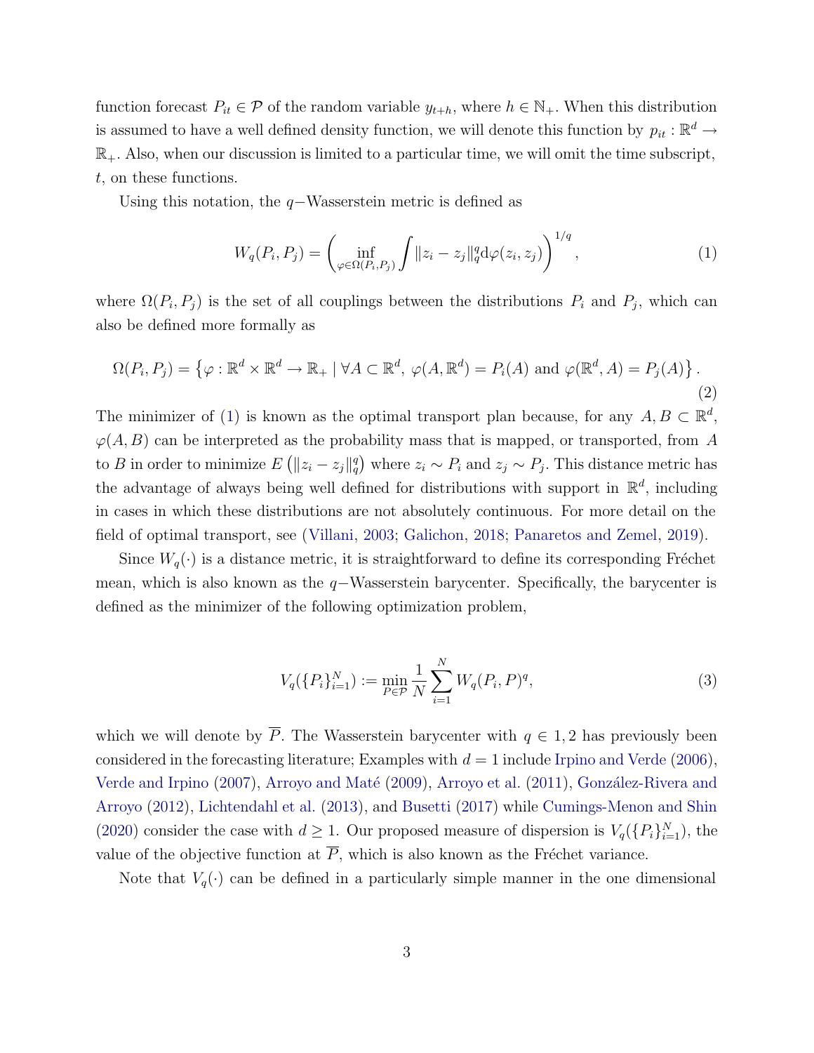function forecast $P_{it} \in \mathcal{P}$ of the random variable $y_{t+h}$, where $h \in \mathbb{N}_+$. When this distribution is assumed to have a well defined density function, we will denote this function by $p_{it} : \mathbb{R}^d \to \mathbb{R}_+$. Also, when our discussion is limited to a particular time, we will omit the time subscript, $t$, on these functions.

Using this notation, the $q-$Wasserstein metric is defined as

$$W_q(P_i, P_j) = \left( \inf_{\varphi \in \Omega(P_i, P_j)} \int \|z_i - z_j\|_q^q \mathrm{d}\varphi(z_i, z_j) \right)^{1/q}, \tag{1}$$

where $\Omega(P_i, P_j)$ is the set of all couplings between the distributions $P_i$ and $P_j$, which can also be defined more formally as

$$\Omega(P_i, P_j) = \left\{ \varphi : \mathbb{R}^d \times \mathbb{R}^d \to \mathbb{R}_+ \mid \forall A \subset \mathbb{R}^d, \ \varphi(A, \mathbb{R}^d) = P_i(A) \text{ and } \varphi(\mathbb{R}^d, A) = P_j(A) \right\}. \tag{2}$$

The minimizer of (1) is known as the optimal transport plan because, for any $A, B \subset \mathbb{R}^d$, $\varphi(A, B)$ can be interpreted as the probability mass that is mapped, or transported, from $A$ to $B$ in order to minimize $E\left(\|z_i - z_j\|_q^q\right)$ where $z_i \sim P_i$ and $z_j \sim P_j$. This distance metric has the advantage of always being well defined for distributions with support in $\mathbb{R}^d$, including in cases in which these distributions are not absolutely continuous. For more detail on the field of optimal transport, see (Villani, 2003; Galichon, 2018; Panaretos and Zemel, 2019).

Since $W_q(\cdot)$ is a distance metric, it is straightforward to define its corresponding Fréchet mean, which is also known as the $q-$Wasserstein barycenter. Specifically, the barycenter is defined as the minimizer of the following optimization problem,

$$V_q(\{P_i\}_{i=1}^N) := \min_{P \in \mathcal{P}} \frac{1}{N} \sum_{i=1}^N W_q(P_i, P)^q, \tag{3}$$

which we will denote by $\overline{P}$. The Wasserstein barycenter with $q \in 1, 2$ has previously been considered in the forecasting literature; Examples with $d = 1$ include Irpino and Verde (2006), Verde and Irpino (2007), Arroyo and Maté (2009), Arroyo et al. (2011), González-Rivera and Arroyo (2012), Lichtendahl et al. (2013), and Busetti (2017) while Cumings-Menon and Shin (2020) consider the case with $d \geq 1$. Our proposed measure of dispersion is $V_q(\{P_i\}_{i=1}^N)$, the value of the objective function at $\overline{P}$, which is also known as the Fréchet variance.

Note that $V_q(\cdot)$ can be defined in a particularly simple manner in the one dimensional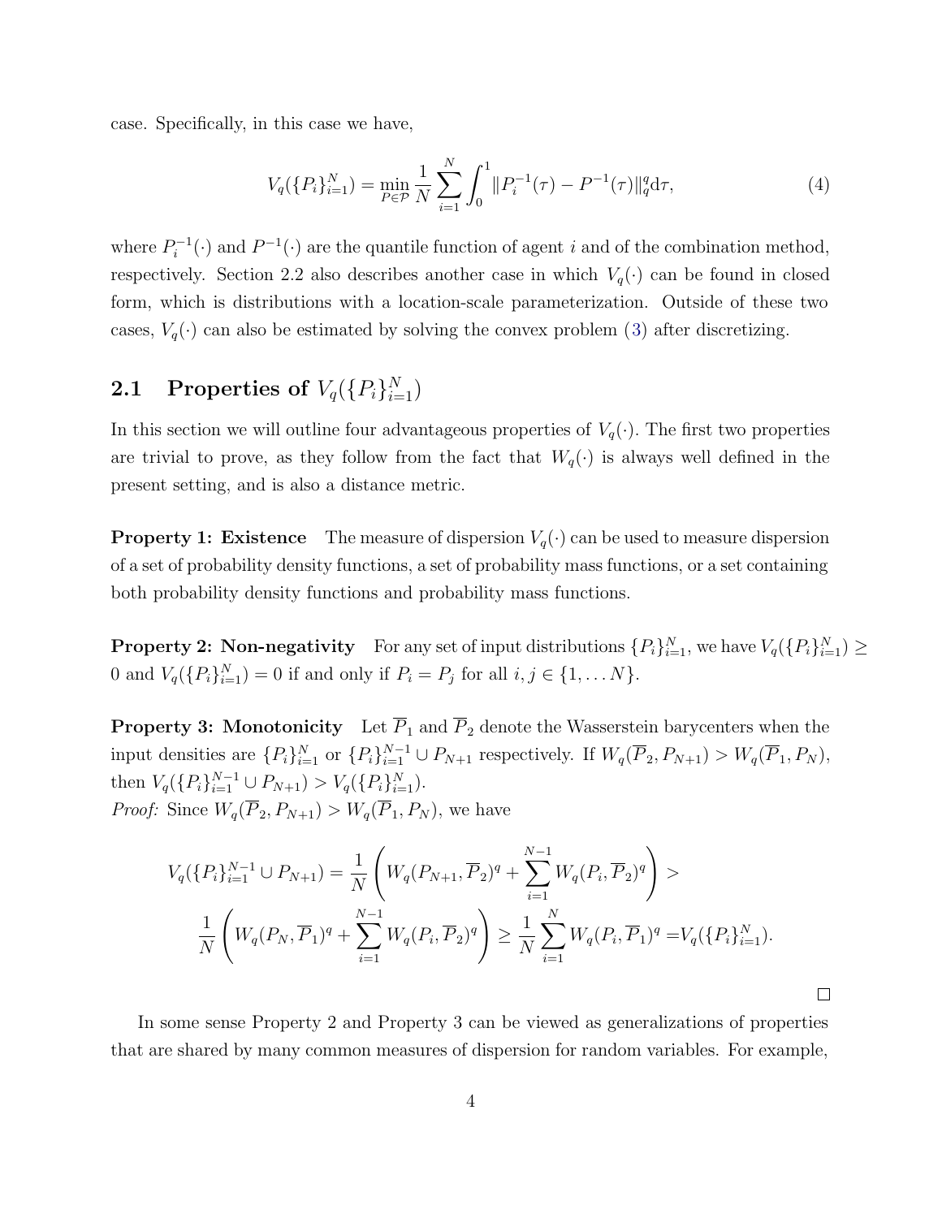case. Specifically, in this case we have,

$$V_q(\{P_i\}_{i=1}^N) = \min_{P \in \mathcal{P}} \frac{1}{N} \sum_{i=1}^{N} \int_0^1 \|P_i^{-1}(\tau) - P^{-1}(\tau)\|_q^q \mathrm{d}\tau, \tag{4}$$

where $P_i^{-1}(\cdot)$ and $P^{-1}(\cdot)$ are the quantile function of agent $i$ and of the combination method, respectively. Section 2.2 also describes another case in which $V_q(\cdot)$ can be found in closed form, which is distributions with a location-scale parameterization. Outside of these two cases, $V_q(\cdot)$ can also be estimated by solving the convex problem (3) after discretizing.

## 2.1 Properties of $V_q(\{P_i\}_{i=1}^N)$

In this section we will outline four advantageous properties of $V_q(\cdot)$. The first two properties are trivial to prove, as they follow from the fact that $W_q(\cdot)$ is always well defined in the present setting, and is also a distance metric.

**Property 1: Existence** The measure of dispersion $V_q(\cdot)$ can be used to measure dispersion of a set of probability density functions, a set of probability mass functions, or a set containing both probability density functions and probability mass functions.

**Property 2: Non-negativity** For any set of input distributions $\{P_i\}_{i=1}^N$, we have $V_q(\{P_i\}_{i=1}^N) \geq 0$ and $V_q(\{P_i\}_{i=1}^N) = 0$ if and only if $P_i = P_j$ for all $i, j \in \{1, \dots N\}$.

**Property 3: Monotonicity** Let $\overline{P}_1$ and $\overline{P}_2$ denote the Wasserstein barycenters when the input densities are $\{P_i\}_{i=1}^N$ or $\{P_i\}_{i=1}^{N-1} \cup P_{N+1}$ respectively. If $W_q(\overline{P}_2, P_{N+1}) > W_q(\overline{P}_1, P_N)$, then $V_q(\{P_i\}_{i=1}^{N-1} \cup P_{N+1}) > V_q(\{P_i\}_{i=1}^N)$.

*Proof:* Since $W_q(\overline{P}_2, P_{N+1}) > W_q(\overline{P}_1, P_N)$, we have

$$V_q(\{P_i\}_{i=1}^{N-1} \cup P_{N+1}) = \frac{1}{N}\left(W_q(P_{N+1}, \overline{P}_2)^q + \sum_{i=1}^{N-1} W_q(P_i, \overline{P}_2)^q\right) >$$
$$\frac{1}{N}\left(W_q(P_N, \overline{P}_1)^q + \sum_{i=1}^{N-1} W_q(P_i, \overline{P}_2)^q\right) \geq \frac{1}{N}\sum_{i=1}^{N} W_q(P_i, \overline{P}_1)^q = V_q(\{P_i\}_{i=1}^N).$$

□

In some sense Property 2 and Property 3 can be viewed as generalizations of properties that are shared by many common measures of dispersion for random variables. For example,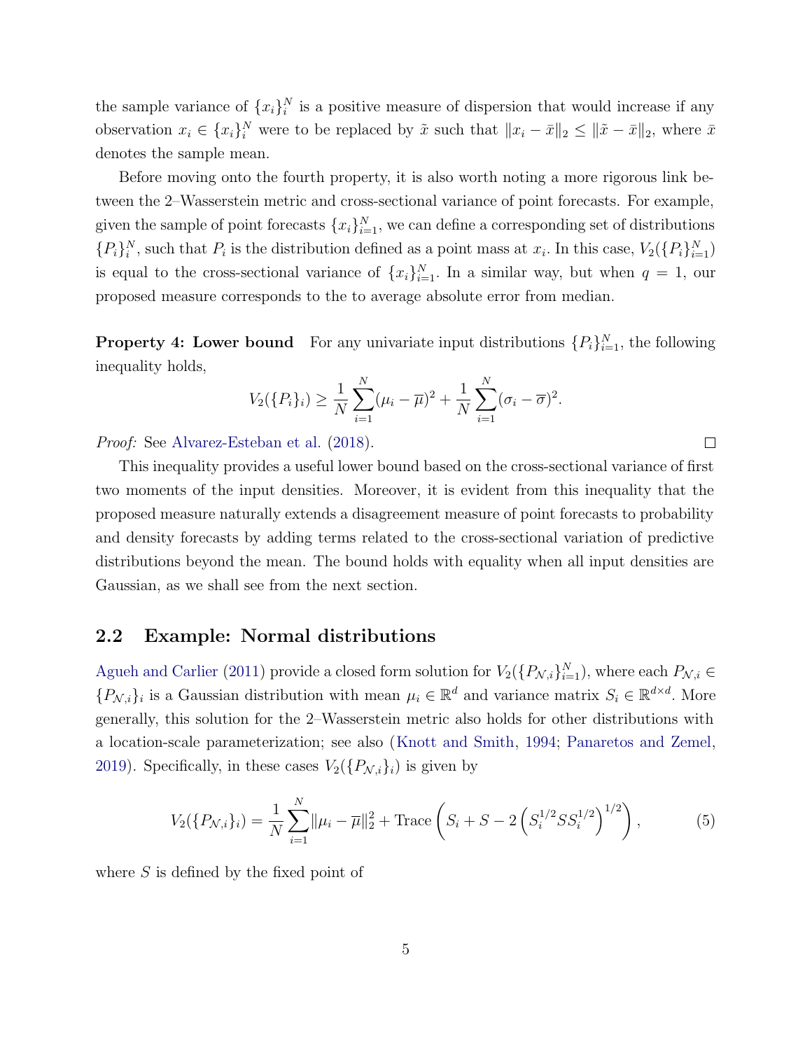the sample variance of $\{x_i\}_i^N$ is a positive measure of dispersion that would increase if any observation $x_i \in \{x_i\}_i^N$ were to be replaced by $\tilde{x}$ such that $\|x_i - \bar{x}\|_2 \leq \|\tilde{x} - \bar{x}\|_2$, where $\bar{x}$ denotes the sample mean.

Before moving onto the fourth property, it is also worth noting a more rigorous link between the 2–Wasserstein metric and cross-sectional variance of point forecasts. For example, given the sample of point forecasts $\{x_i\}_{i=1}^N$, we can define a corresponding set of distributions $\{P_i\}_i^N$, such that $P_i$ is the distribution defined as a point mass at $x_i$. In this case, $V_2(\{P_i\}_{i=1}^N)$ is equal to the cross-sectional variance of $\{x_i\}_{i=1}^N$. In a similar way, but when $q = 1$, our proposed measure corresponds to the to average absolute error from median.

**Property 4: Lower bound** For any univariate input distributions $\{P_i\}_{i=1}^N$, the following inequality holds,

$$V_2(\{P_i\}_i) \geq \frac{1}{N}\sum_{i=1}^{N}(\mu_i - \overline{\mu})^2 + \frac{1}{N}\sum_{i=1}^{N}(\sigma_i - \overline{\sigma})^2.$$

*Proof:* See Alvarez-Esteban et al. (2018). □

This inequality provides a useful lower bound based on the cross-sectional variance of first two moments of the input densities. Moreover, it is evident from this inequality that the proposed measure naturally extends a disagreement measure of point forecasts to probability and density forecasts by adding terms related to the cross-sectional variation of predictive distributions beyond the mean. The bound holds with equality when all input densities are Gaussian, as we shall see from the next section.

## 2.2 Example: Normal distributions

Agueh and Carlier (2011) provide a closed form solution for $V_2(\{P_{\mathcal{N},i}\}_{i=1}^N)$, where each $P_{\mathcal{N},i} \in \{P_{\mathcal{N},i}\}_i$ is a Gaussian distribution with mean $\mu_i \in \mathbb{R}^d$ and variance matrix $S_i \in \mathbb{R}^{d \times d}$. More generally, this solution for the 2–Wasserstein metric also holds for other distributions with a location-scale parameterization; see also (Knott and Smith, 1994; Panaretos and Zemel, 2019). Specifically, in these cases $V_2(\{P_{\mathcal{N},i}\}_i)$ is given by

$$V_2(\{P_{\mathcal{N},i}\}_i) = \frac{1}{N}\sum_{i=1}^{N}\|\mu_i - \overline{\mu}\|_2^2 + \text{Trace}\left(S_i + S - 2\left(S_i^{1/2} S S_i^{1/2}\right)^{1/2}\right), \tag{5}$$

where $S$ is defined by the fixed point of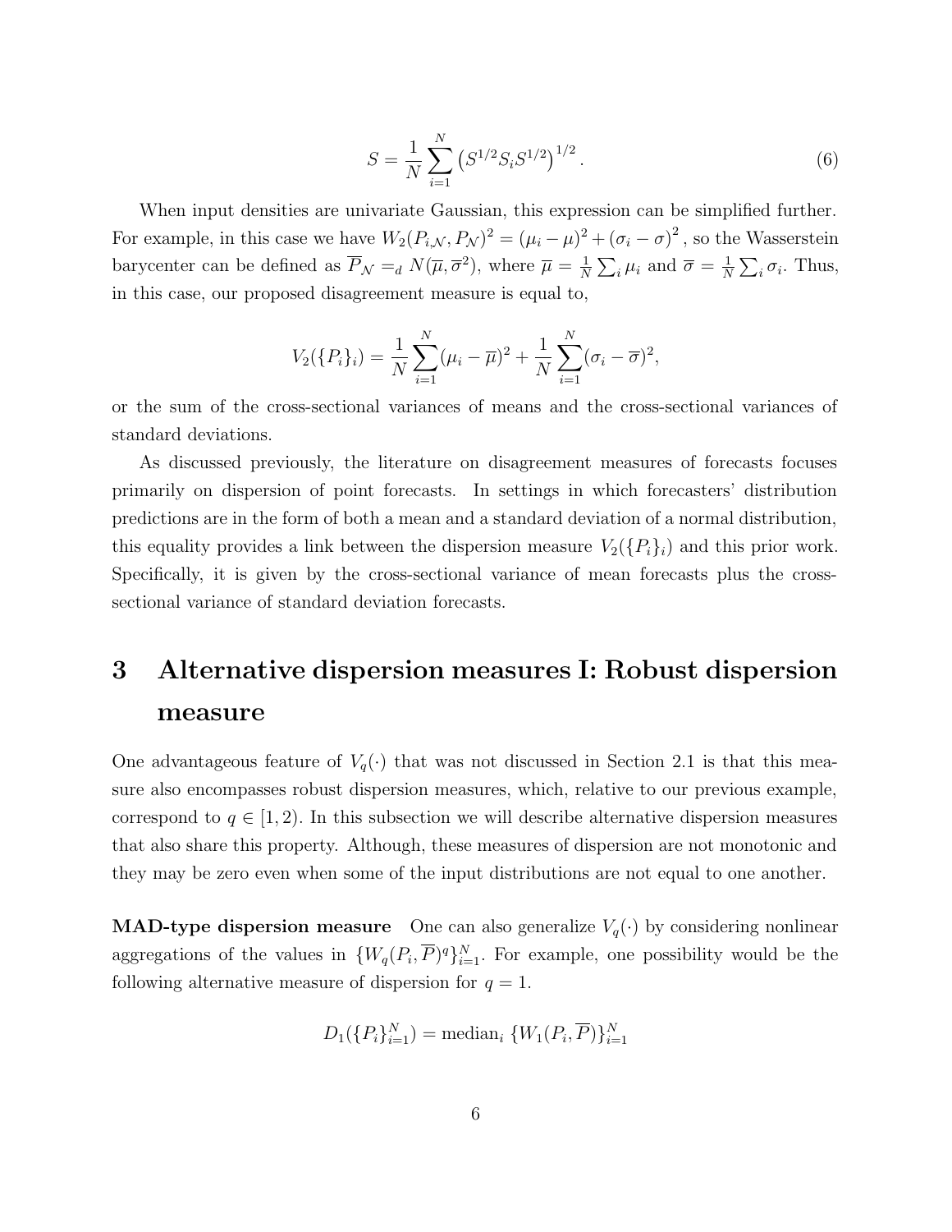$$
S = \frac{1}{N} \sum_{i=1}^{N} \left( S^{1/2} S_i S^{1/2} \right)^{1/2}. \tag{6}
$$

When input densities are univariate Gaussian, this expression can be simplified further. For example, in this case we have $W_2(P_{i,\mathcal{N}}, P_{\mathcal{N}})^2 = (\mu_i - \mu)^2 + (\sigma_i - \sigma)^2$, so the Wasserstein barycenter can be defined as $\overline{P}_{\mathcal{N}} =_d N(\overline{\mu}, \overline{\sigma}^2)$, where $\overline{\mu} = \frac{1}{N} \sum_i \mu_i$ and $\overline{\sigma} = \frac{1}{N} \sum_i \sigma_i$. Thus, in this case, our proposed disagreement measure is equal to,

$$
V_2(\{P_i\}_i) = \frac{1}{N} \sum_{i=1}^{N} (\mu_i - \overline{\mu})^2 + \frac{1}{N} \sum_{i=1}^{N} (\sigma_i - \overline{\sigma})^2,
$$

or the sum of the cross-sectional variances of means and the cross-sectional variances of standard deviations.

As discussed previously, the literature on disagreement measures of forecasts focuses primarily on dispersion of point forecasts. In settings in which forecasters' distribution predictions are in the form of both a mean and a standard deviation of a normal distribution, this equality provides a link between the dispersion measure $V_2(\{P_i\}_i)$ and this prior work. Specifically, it is given by the cross-sectional variance of mean forecasts plus the cross-sectional variance of standard deviation forecasts.

# 3 Alternative dispersion measures I: Robust dispersion measure

One advantageous feature of $V_q(\cdot)$ that was not discussed in Section 2.1 is that this measure also encompasses robust dispersion measures, which, relative to our previous example, correspond to $q \in [1, 2)$. In this subsection we will describe alternative dispersion measures that also share this property. Although, these measures of dispersion are not monotonic and they may be zero even when some of the input distributions are not equal to one another.

**MAD-type dispersion measure** One can also generalize $V_q(\cdot)$ by considering nonlinear aggregations of the values in $\{W_q(P_i, \overline{P})^q\}_{i=1}^N$. For example, one possibility would be the following alternative measure of dispersion for $q = 1$.

$$
D_1(\{P_i\}_{i=1}^N) = \text{median}_i \ \{W_1(P_i, \overline{P})\}_{i=1}^N
$$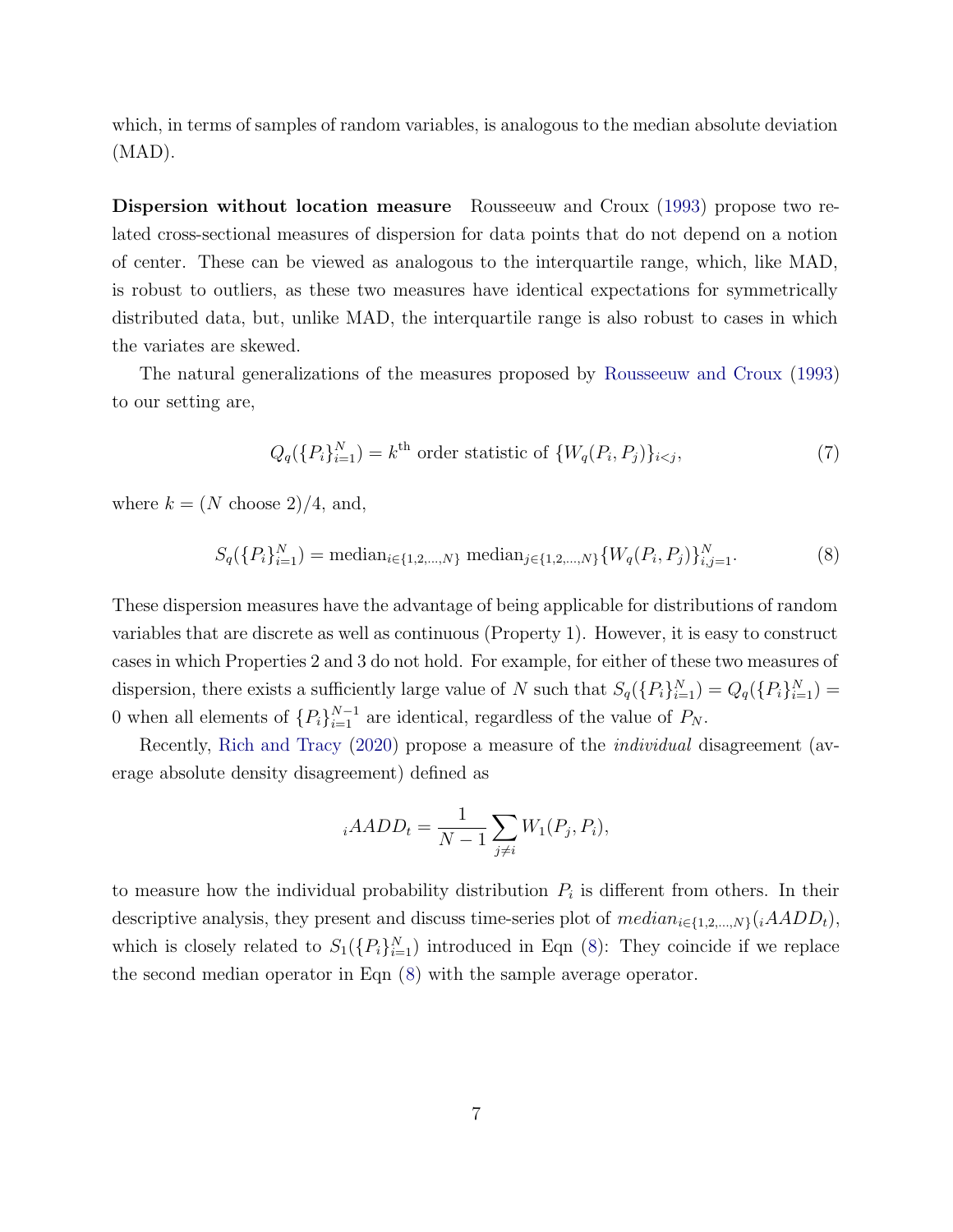which, in terms of samples of random variables, is analogous to the median absolute deviation (MAD).

**Dispersion without location measure** Rousseeuw and Croux (1993) propose two related cross-sectional measures of dispersion for data points that do not depend on a notion of center. These can be viewed as analogous to the interquartile range, which, like MAD, is robust to outliers, as these two measures have identical expectations for symmetrically distributed data, but, unlike MAD, the interquartile range is also robust to cases in which the variates are skewed.

The natural generalizations of the measures proposed by Rousseeuw and Croux (1993) to our setting are,

$$Q_q(\{P_i\}_{i=1}^N) = k^{\text{th}} \text{ order statistic of } \{W_q(P_i, P_j)\}_{i<j}, \tag{7}$$

where $k = (N \text{ choose } 2)/4$, and,

$$S_q(\{P_i\}_{i=1}^N) = \text{median}_{i \in \{1,2,\ldots,N\}} \ \text{median}_{j \in \{1,2,\ldots,N\}} \{W_q(P_i, P_j)\}_{i,j=1}^N. \tag{8}$$

These dispersion measures have the advantage of being applicable for distributions of random variables that are discrete as well as continuous (Property 1). However, it is easy to construct cases in which Properties 2 and 3 do not hold. For example, for either of these two measures of dispersion, there exists a sufficiently large value of $N$ such that $S_q(\{P_i\}_{i=1}^N) = Q_q(\{P_i\}_{i=1}^N) = 0$ when all elements of $\{P_i\}_{i=1}^{N-1}$ are identical, regardless of the value of $P_N$.

Recently, Rich and Tracy (2020) propose a measure of the *individual* disagreement (average absolute density disagreement) defined as

$${}_iAADD_t = \frac{1}{N-1} \sum_{j \neq i} W_1(P_j, P_i),$$

to measure how the individual probability distribution $P_i$ is different from others. In their descriptive analysis, they present and discuss time-series plot of $median_{i \in \{1,2,\ldots,N\}}({}_iAADD_t)$, which is closely related to $S_1(\{P_i\}_{i=1}^N)$ introduced in Eqn (8): They coincide if we replace the second median operator in Eqn (8) with the sample average operator.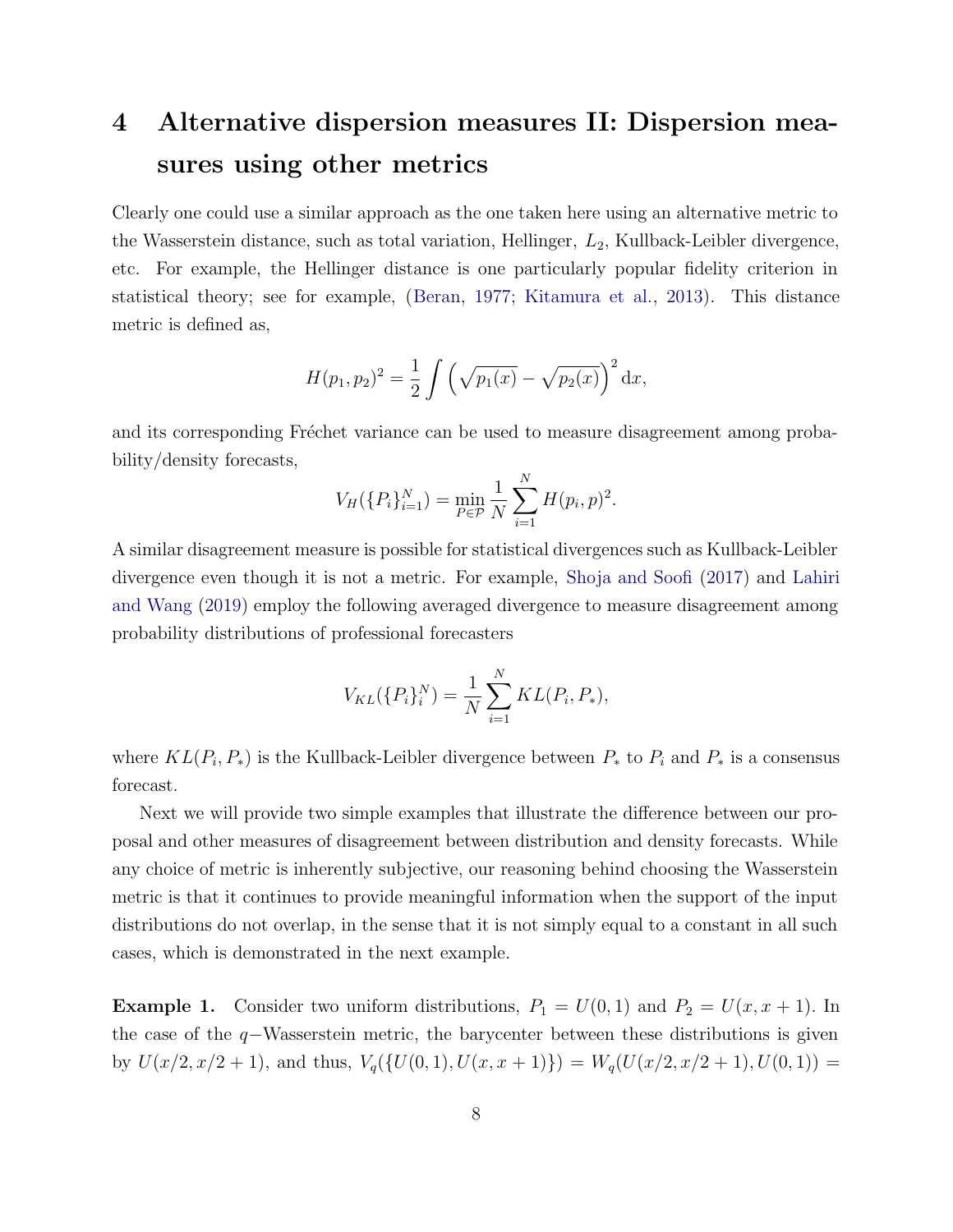# 4 Alternative dispersion measures II: Dispersion measures using other metrics

Clearly one could use a similar approach as the one taken here using an alternative metric to the Wasserstein distance, such as total variation, Hellinger, $L_2$, Kullback-Leibler divergence, etc. For example, the Hellinger distance is one particularly popular fidelity criterion in statistical theory; see for example, (Beran, 1977; Kitamura et al., 2013). This distance metric is defined as,

$$H(p_1, p_2)^2 = \frac{1}{2} \int \left( \sqrt{p_1(x)} - \sqrt{p_2(x)} \right)^2 \mathrm{d}x,$$

and its corresponding Fréchet variance can be used to measure disagreement among probability/density forecasts,

$$V_H(\{P_i\}_{i=1}^N) = \min_{P \in \mathcal{P}} \frac{1}{N} \sum_{i=1}^N H(p_i, p)^2.$$

A similar disagreement measure is possible for statistical divergences such as Kullback-Leibler divergence even though it is not a metric. For example, Shoja and Soofi (2017) and Lahiri and Wang (2019) employ the following averaged divergence to measure disagreement among probability distributions of professional forecasters

$$V_{KL}(\{P_i\}_i^N) = \frac{1}{N} \sum_{i=1}^N KL(P_i, P_*),$$

where $KL(P_i, P_*)$ is the Kullback-Leibler divergence between $P_*$ to $P_i$ and $P_*$ is a consensus forecast.

Next we will provide two simple examples that illustrate the difference between our proposal and other measures of disagreement between distribution and density forecasts. While any choice of metric is inherently subjective, our reasoning behind choosing the Wasserstein metric is that it continues to provide meaningful information when the support of the input distributions do not overlap, in the sense that it is not simply equal to a constant in all such cases, which is demonstrated in the next example.

**Example 1.** Consider two uniform distributions, $P_1 = U(0, 1)$ and $P_2 = U(x, x + 1)$. In the case of the $q-$Wasserstein metric, the barycenter between these distributions is given by $U(x/2, x/2 + 1)$, and thus, $V_q(\{U(0, 1), U(x, x + 1)\}) = W_q(U(x/2, x/2 + 1), U(0, 1)) =$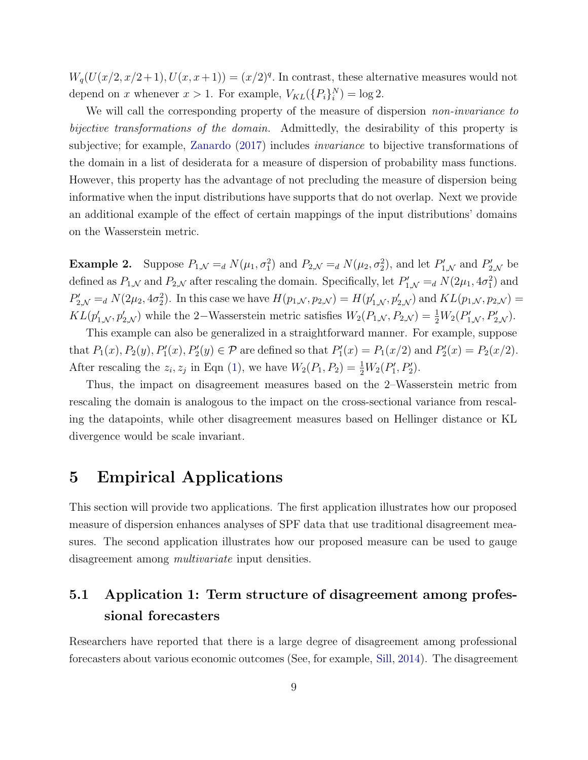$W_q(U(x/2, x/2+1), U(x, x+1)) = (x/2)^q$. In contrast, these alternative measures would not depend on $x$ whenever $x > 1$. For example, $V_{KL}(\{P_i\}_i^N) = \log 2$.

We will call the corresponding property of the measure of dispersion *non-invariance to bijective transformations of the domain.* Admittedly, the desirability of this property is subjective; for example, Zanardo (2017) includes *invariance* to bijective transformations of the domain in a list of desiderata for a measure of dispersion of probability mass functions. However, this property has the advantage of not precluding the measure of dispersion being informative when the input distributions have supports that do not overlap. Next we provide an additional example of the effect of certain mappings of the input distributions' domains on the Wasserstein metric.

**Example 2.** Suppose $P_{1,\mathcal{N}} =_d N(\mu_1, \sigma_1^2)$ and $P_{2,\mathcal{N}} =_d N(\mu_2, \sigma_2^2)$, and let $P'_{1,\mathcal{N}}$ and $P'_{2,\mathcal{N}}$ be defined as $P_{1,\mathcal{N}}$ and $P_{2,\mathcal{N}}$ after rescaling the domain. Specifically, let $P'_{1,\mathcal{N}} =_d N(2\mu_1, 4\sigma_1^2)$ and $P'_{2,\mathcal{N}} =_d N(2\mu_2, 4\sigma_2^2)$. In this case we have $H(p_{1,\mathcal{N}}, p_{2,\mathcal{N}}) = H(p'_{1,\mathcal{N}}, p'_{2,\mathcal{N}})$ and $KL(p_{1,\mathcal{N}}, p_{2,\mathcal{N}}) = KL(p'_{1,\mathcal{N}}, p'_{2,\mathcal{N}})$ while the 2−Wasserstein metric satisfies $W_2(P_{1,\mathcal{N}}, P_{2,\mathcal{N}}) = \frac{1}{2}W_2(P'_{1,\mathcal{N}}, P'_{2,\mathcal{N}})$.

This example can also be generalized in a straightforward manner. For example, suppose that $P_1(x), P_2(y), P'_1(x), P'_2(y) \in \mathcal{P}$ are defined so that $P'_1(x) = P_1(x/2)$ and $P'_2(x) = P_2(x/2)$. After rescaling the $z_i, z_j$ in Eqn (1), we have $W_2(P_1, P_2) = \frac{1}{2}W_2(P'_1, P'_2)$.

Thus, the impact on disagreement measures based on the 2–Wasserstein metric from rescaling the domain is analogous to the impact on the cross-sectional variance from rescaling the datapoints, while other disagreement measures based on Hellinger distance or KL divergence would be scale invariant.

# 5 Empirical Applications

This section will provide two applications. The first application illustrates how our proposed measure of dispersion enhances analyses of SPF data that use traditional disagreement measures. The second application illustrates how our proposed measure can be used to gauge disagreement among *multivariate* input densities.

## 5.1 Application 1: Term structure of disagreement among professional forecasters

Researchers have reported that there is a large degree of disagreement among professional forecasters about various economic outcomes (See, for example, Sill, 2014). The disagreement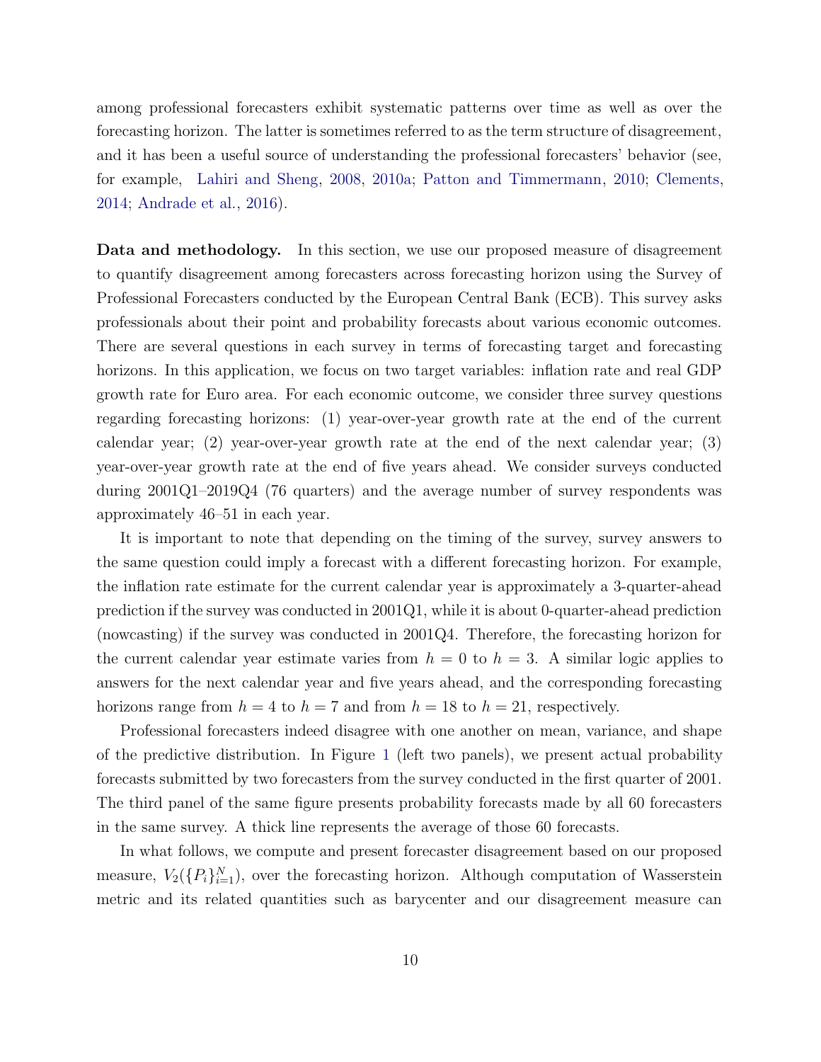among professional forecasters exhibit systematic patterns over time as well as over the forecasting horizon. The latter is sometimes referred to as the term structure of disagreement, and it has been a useful source of understanding the professional forecasters' behavior (see, for example, Lahiri and Sheng, 2008, 2010a; Patton and Timmermann, 2010; Clements, 2014; Andrade et al., 2016).

**Data and methodology.** In this section, we use our proposed measure of disagreement to quantify disagreement among forecasters across forecasting horizon using the Survey of Professional Forecasters conducted by the European Central Bank (ECB). This survey asks professionals about their point and probability forecasts about various economic outcomes. There are several questions in each survey in terms of forecasting target and forecasting horizons. In this application, we focus on two target variables: inflation rate and real GDP growth rate for Euro area. For each economic outcome, we consider three survey questions regarding forecasting horizons: (1) year-over-year growth rate at the end of the current calendar year; (2) year-over-year growth rate at the end of the next calendar year; (3) year-over-year growth rate at the end of five years ahead. We consider surveys conducted during 2001Q1–2019Q4 (76 quarters) and the average number of survey respondents was approximately 46–51 in each year.

It is important to note that depending on the timing of the survey, survey answers to the same question could imply a forecast with a different forecasting horizon. For example, the inflation rate estimate for the current calendar year is approximately a 3-quarter-ahead prediction if the survey was conducted in 2001Q1, while it is about 0-quarter-ahead prediction (nowcasting) if the survey was conducted in 2001Q4. Therefore, the forecasting horizon for the current calendar year estimate varies from $h = 0$ to $h = 3$. A similar logic applies to answers for the next calendar year and five years ahead, and the corresponding forecasting horizons range from $h = 4$ to $h = 7$ and from $h = 18$ to $h = 21$, respectively.

Professional forecasters indeed disagree with one another on mean, variance, and shape of the predictive distribution. In Figure 1 (left two panels), we present actual probability forecasts submitted by two forecasters from the survey conducted in the first quarter of 2001. The third panel of the same figure presents probability forecasts made by all 60 forecasters in the same survey. A thick line represents the average of those 60 forecasts.

In what follows, we compute and present forecaster disagreement based on our proposed measure, $V_2(\{P_i\}_{i=1}^N)$, over the forecasting horizon. Although computation of Wasserstein metric and its related quantities such as barycenter and our disagreement measure can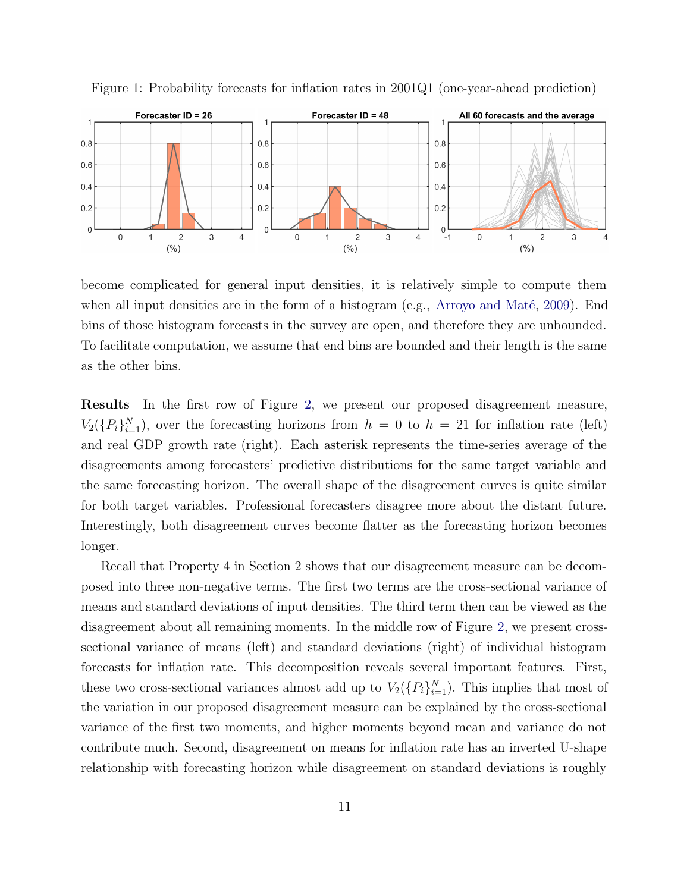Figure 1: Probability forecasts for inflation rates in 2001Q1 (one-year-ahead prediction)

become complicated for general input densities, it is relatively simple to compute them when all input densities are in the form of a histogram (e.g., Arroyo and Maté, 2009). End bins of those histogram forecasts in the survey are open, and therefore they are unbounded. To facilitate computation, we assume that end bins are bounded and their length is the same as the other bins.

**Results** In the first row of Figure 2, we present our proposed disagreement measure, $V_2(\{P_i\}_{i=1}^N)$, over the forecasting horizons from $h = 0$ to $h = 21$ for inflation rate (left) and real GDP growth rate (right). Each asterisk represents the time-series average of the disagreements among forecasters' predictive distributions for the same target variable and the same forecasting horizon. The overall shape of the disagreement curves is quite similar for both target variables. Professional forecasters disagree more about the distant future. Interestingly, both disagreement curves become flatter as the forecasting horizon becomes longer.

Recall that Property 4 in Section 2 shows that our disagreement measure can be decomposed into three non-negative terms. The first two terms are the cross-sectional variance of means and standard deviations of input densities. The third term then can be viewed as the disagreement about all remaining moments. In the middle row of Figure 2, we present cross-sectional variance of means (left) and standard deviations (right) of individual histogram forecasts for inflation rate. This decomposition reveals several important features. First, these two cross-sectional variances almost add up to $V_2(\{P_i\}_{i=1}^N)$. This implies that most of the variation in our proposed disagreement measure can be explained by the cross-sectional variance of the first two moments, and higher moments beyond mean and variance do not contribute much. Second, disagreement on means for inflation rate has an inverted U-shape relationship with forecasting horizon while disagreement on standard deviations is roughly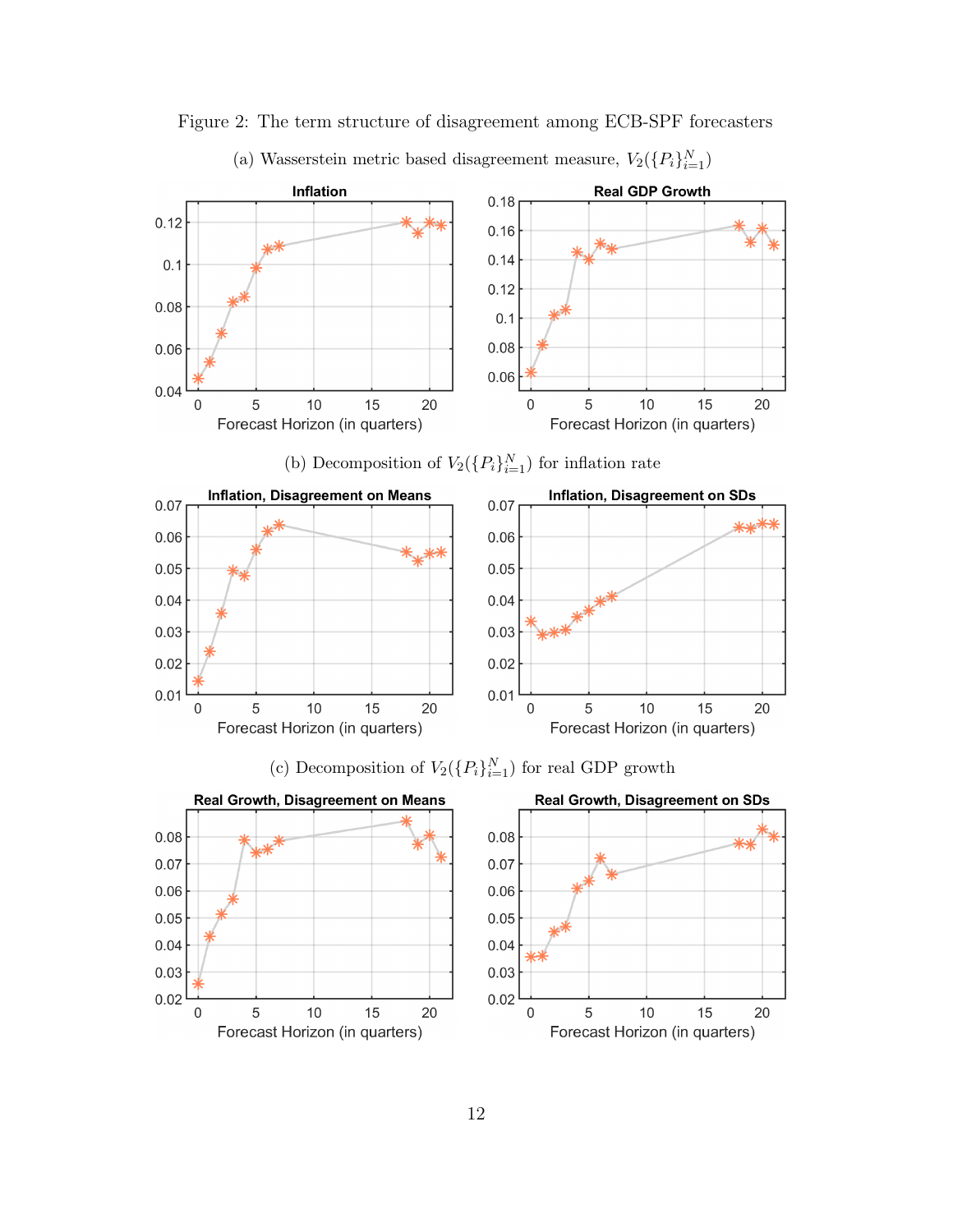Figure 2: The term structure of disagreement among ECB-SPF forecasters

(a) Wasserstein metric based disagreement measure, $V_2(\{P_i\}_{i=1}^N)$

(b) Decomposition of $V_2(\{P_i\}_{i=1}^N)$ for inflation rate

(c) Decomposition of $V_2(\{P_i\}_{i=1}^N)$ for real GDP growth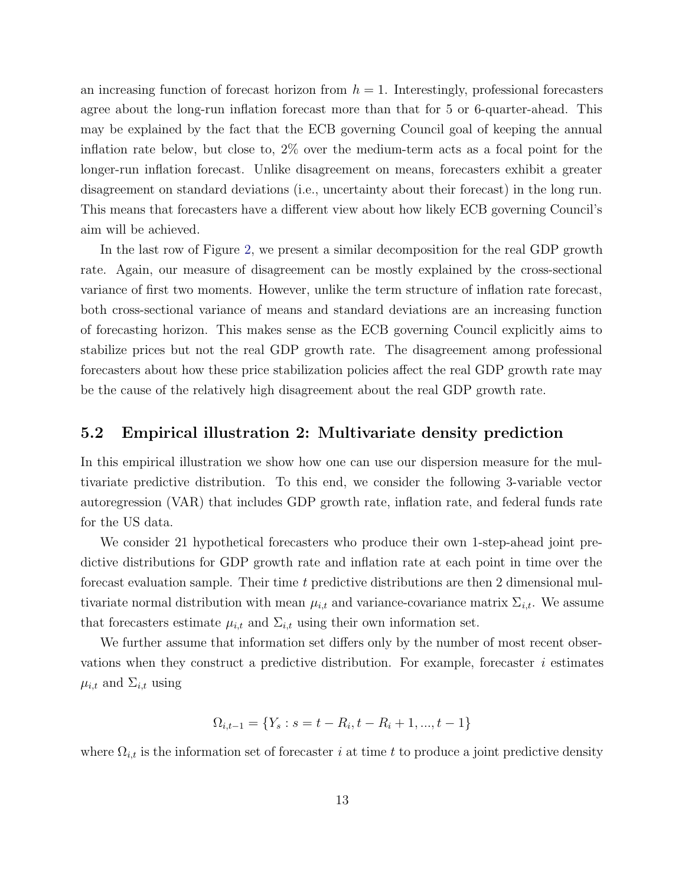an increasing function of forecast horizon from $h = 1$. Interestingly, professional forecasters agree about the long-run inflation forecast more than that for 5 or 6-quarter-ahead. This may be explained by the fact that the ECB governing Council goal of keeping the annual inflation rate below, but close to, 2% over the medium-term acts as a focal point for the longer-run inflation forecast. Unlike disagreement on means, forecasters exhibit a greater disagreement on standard deviations (i.e., uncertainty about their forecast) in the long run. This means that forecasters have a different view about how likely ECB governing Council's aim will be achieved.

In the last row of Figure 2, we present a similar decomposition for the real GDP growth rate. Again, our measure of disagreement can be mostly explained by the cross-sectional variance of first two moments. However, unlike the term structure of inflation rate forecast, both cross-sectional variance of means and standard deviations are an increasing function of forecasting horizon. This makes sense as the ECB governing Council explicitly aims to stabilize prices but not the real GDP growth rate. The disagreement among professional forecasters about how these price stabilization policies affect the real GDP growth rate may be the cause of the relatively high disagreement about the real GDP growth rate.

## 5.2 Empirical illustration 2: Multivariate density prediction

In this empirical illustration we show how one can use our dispersion measure for the multivariate predictive distribution. To this end, we consider the following 3-variable vector autoregression (VAR) that includes GDP growth rate, inflation rate, and federal funds rate for the US data.

We consider 21 hypothetical forecasters who produce their own 1-step-ahead joint predictive distributions for GDP growth rate and inflation rate at each point in time over the forecast evaluation sample. Their time $t$ predictive distributions are then 2 dimensional multivariate normal distribution with mean $\mu_{i,t}$ and variance-covariance matrix $\Sigma_{i,t}$. We assume that forecasters estimate $\mu_{i,t}$ and $\Sigma_{i,t}$ using their own information set.

We further assume that information set differs only by the number of most recent observations when they construct a predictive distribution. For example, forecaster $i$ estimates $\mu_{i,t}$ and $\Sigma_{i,t}$ using

$$\Omega_{i,t-1} = \{Y_s : s = t - R_i, t - R_i + 1, ..., t - 1\}$$

where $\Omega_{i,t}$ is the information set of forecaster $i$ at time $t$ to produce a joint predictive density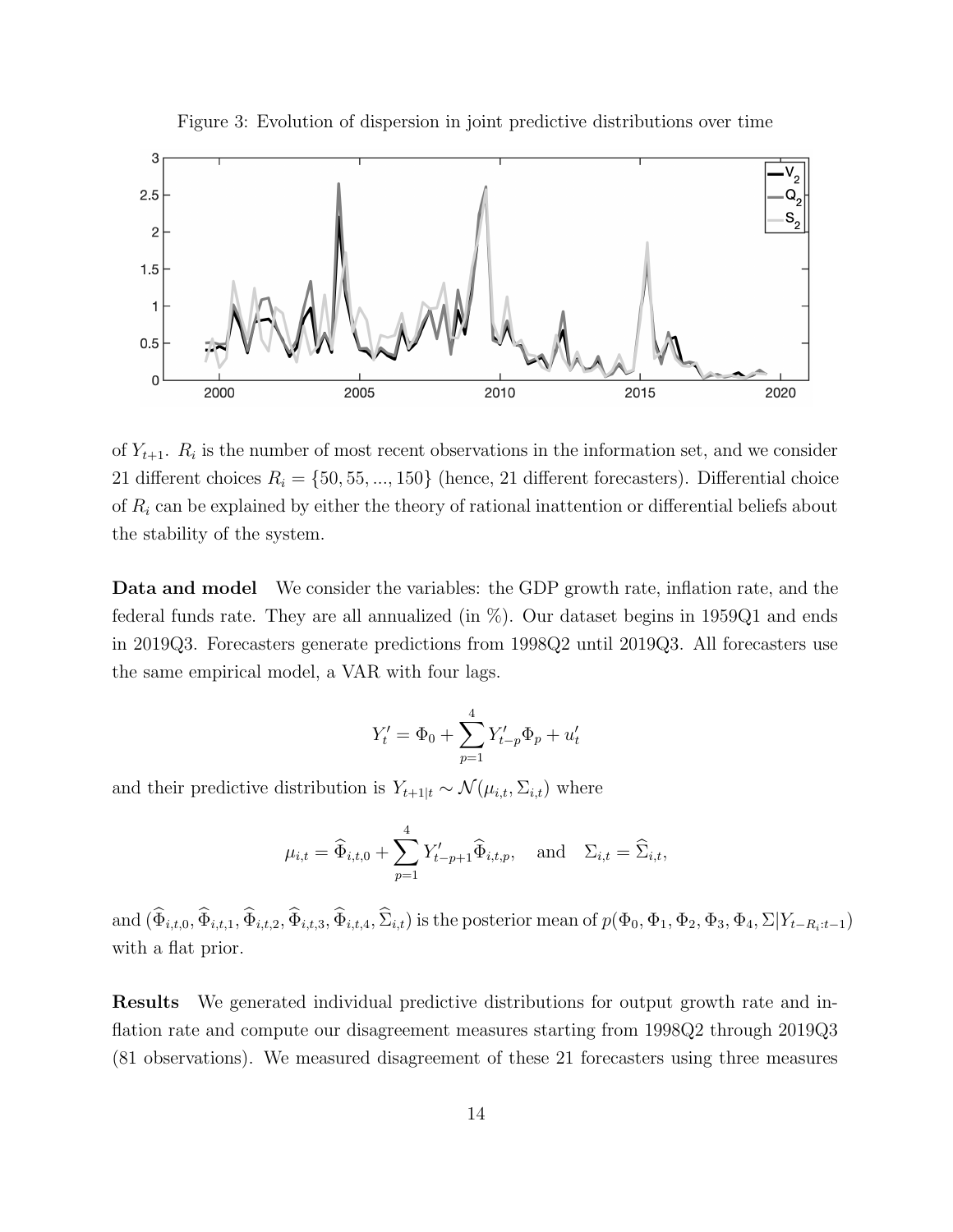Figure 3: Evolution of dispersion in joint predictive distributions over time

of $Y_{t+1}$. $R_i$ is the number of most recent observations in the information set, and we consider 21 different choices $R_i = \{50, 55, ..., 150\}$ (hence, 21 different forecasters). Differential choice of $R_i$ can be explained by either the theory of rational inattention or differential beliefs about the stability of the system.

**Data and model** We consider the variables: the GDP growth rate, inflation rate, and the federal funds rate. They are all annualized (in %). Our dataset begins in 1959Q1 and ends in 2019Q3. Forecasters generate predictions from 1998Q2 until 2019Q3. All forecasters use the same empirical model, a VAR with four lags.

$$Y_t' = \Phi_0 + \sum_{p=1}^{4} Y_{t-p}' \Phi_p + u_t'$$

and their predictive distribution is $Y_{t+1|t} \sim \mathcal{N}(\mu_{i,t}, \Sigma_{i,t})$ where

$$\mu_{i,t} = \widehat{\Phi}_{i,t,0} + \sum_{p=1}^{4} Y_{t-p+1}' \widehat{\Phi}_{i,t,p}, \quad \text{and} \quad \Sigma_{i,t} = \widehat{\Sigma}_{i,t},$$

and $(\widehat{\Phi}_{i,t,0}, \widehat{\Phi}_{i,t,1}, \widehat{\Phi}_{i,t,2}, \widehat{\Phi}_{i,t,3}, \widehat{\Phi}_{i,t,4}, \widehat{\Sigma}_{i,t})$ is the posterior mean of $p(\Phi_0, \Phi_1, \Phi_2, \Phi_3, \Phi_4, \Sigma | Y_{t-R_i:t-1})$ with a flat prior.

**Results** We generated individual predictive distributions for output growth rate and inflation rate and compute our disagreement measures starting from 1998Q2 through 2019Q3 (81 observations). We measured disagreement of these 21 forecasters using three measures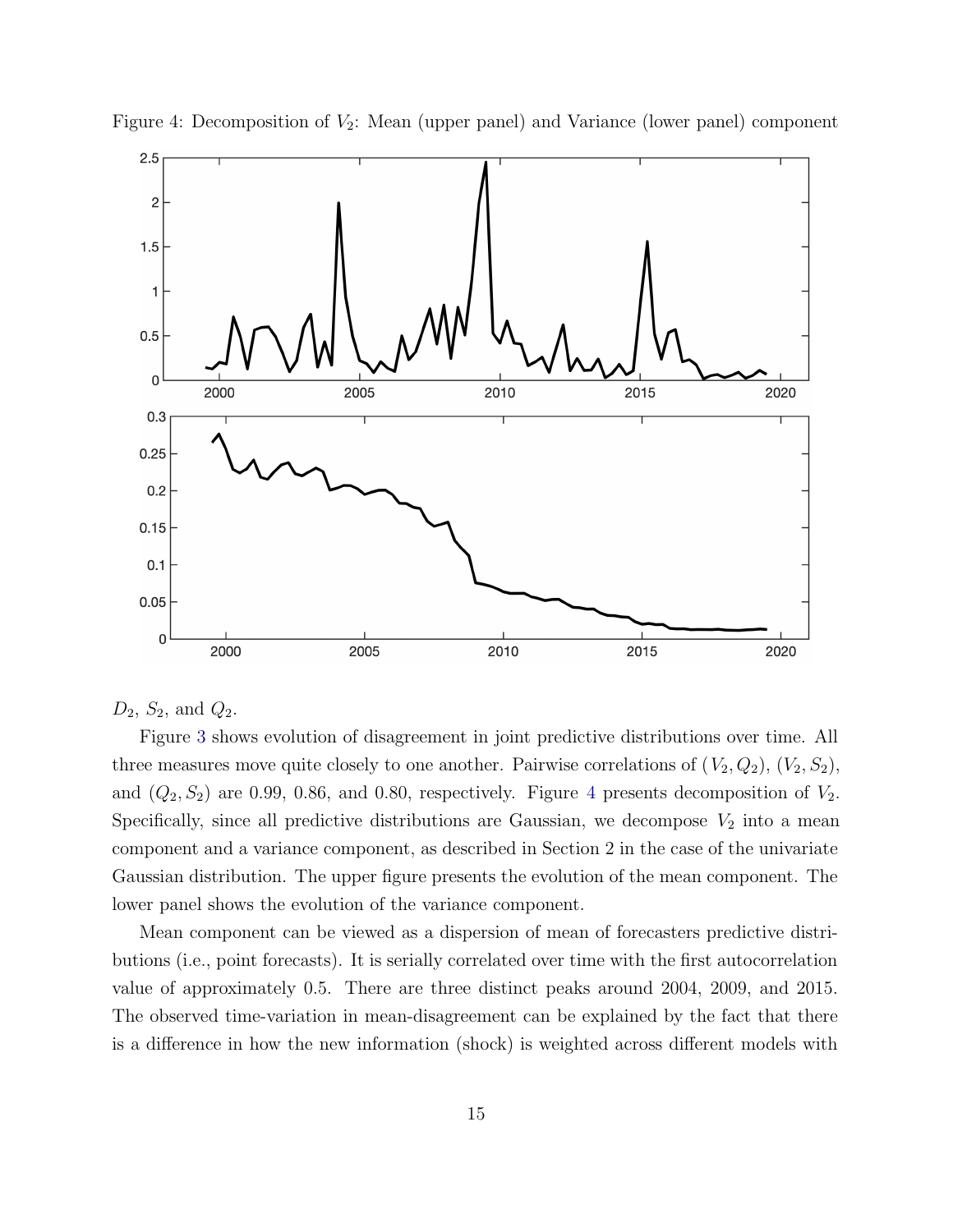Figure 4: Decomposition of $V_2$: Mean (upper panel) and Variance (lower panel) component

$D_2$, $S_2$, and $Q_2$.

Figure 3 shows evolution of disagreement in joint predictive distributions over time. All three measures move quite closely to one another. Pairwise correlations of $(V_2, Q_2)$, $(V_2, S_2)$, and $(Q_2, S_2)$ are 0.99, 0.86, and 0.80, respectively. Figure 4 presents decomposition of $V_2$. Specifically, since all predictive distributions are Gaussian, we decompose $V_2$ into a mean component and a variance component, as described in Section 2 in the case of the univariate Gaussian distribution. The upper figure presents the evolution of the mean component. The lower panel shows the evolution of the variance component.

Mean component can be viewed as a dispersion of mean of forecasters predictive distributions (i.e., point forecasts). It is serially correlated over time with the first autocorrelation value of approximately 0.5. There are three distinct peaks around 2004, 2009, and 2015. The observed time-variation in mean-disagreement can be explained by the fact that there is a difference in how the new information (shock) is weighted across different models with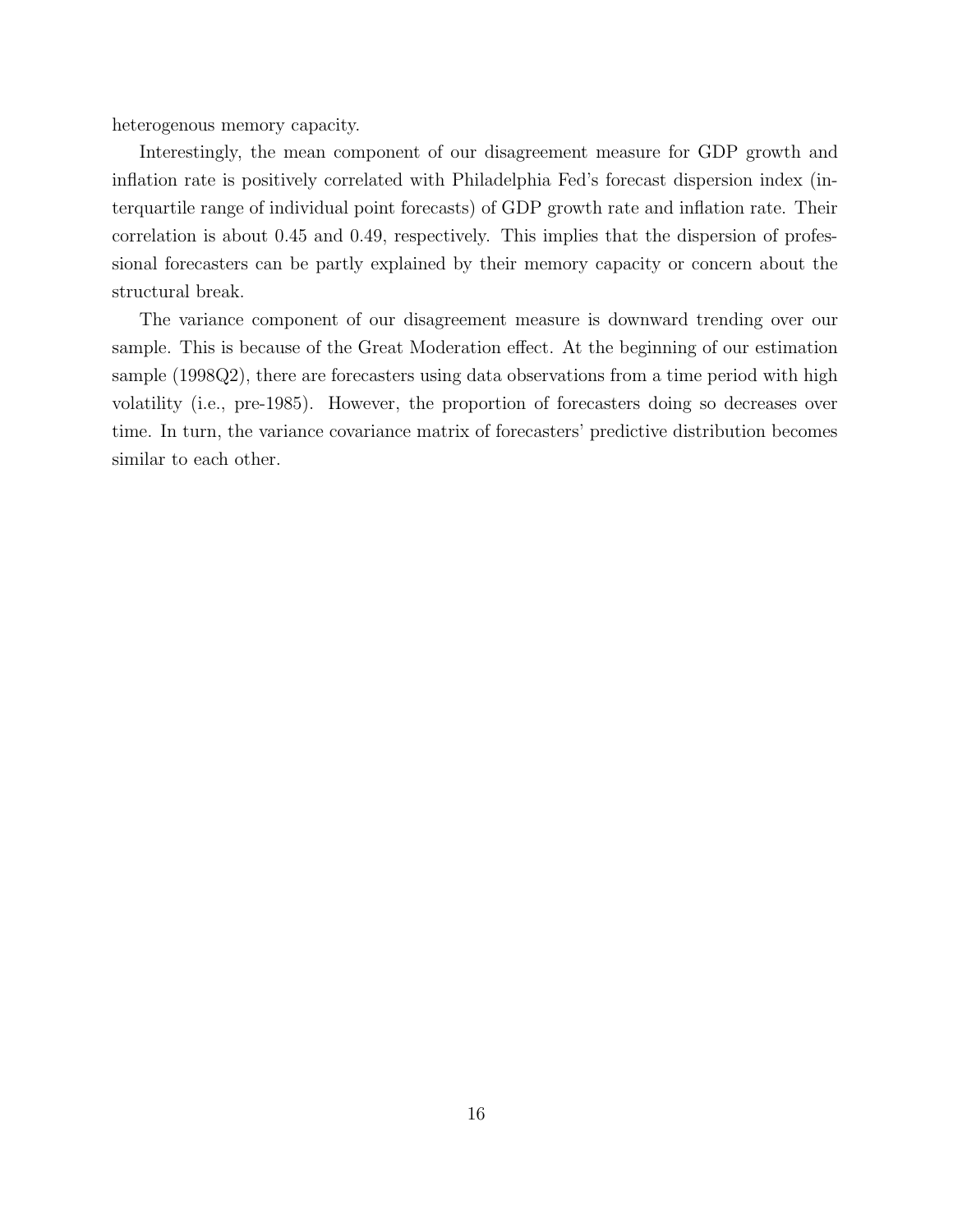heterogenous memory capacity.

Interestingly, the mean component of our disagreement measure for GDP growth and inflation rate is positively correlated with Philadelphia Fed's forecast dispersion index (interquartile range of individual point forecasts) of GDP growth rate and inflation rate. Their correlation is about 0.45 and 0.49, respectively. This implies that the dispersion of professional forecasters can be partly explained by their memory capacity or concern about the structural break.

The variance component of our disagreement measure is downward trending over our sample. This is because of the Great Moderation effect. At the beginning of our estimation sample (1998Q2), there are forecasters using data observations from a time period with high volatility (i.e., pre-1985). However, the proportion of forecasters doing so decreases over time. In turn, the variance covariance matrix of forecasters' predictive distribution becomes similar to each other.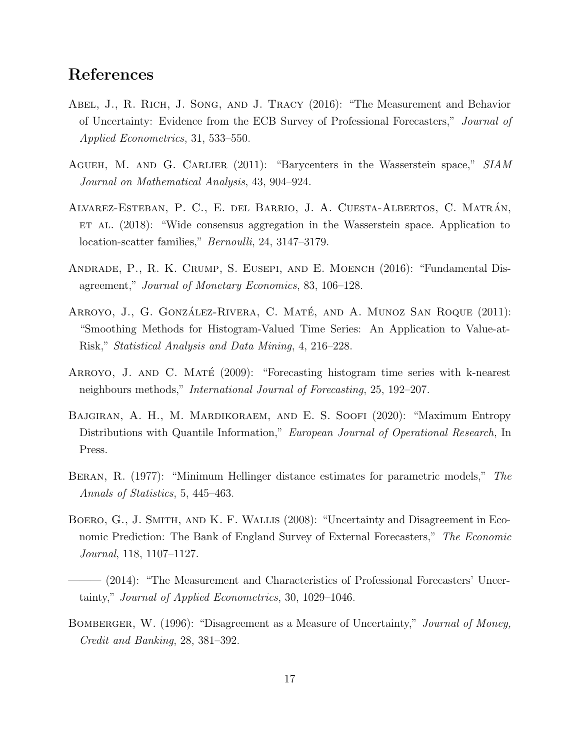## References

Abel, J., R. Rich, J. Song, and J. Tracy (2016): "The Measurement and Behavior of Uncertainty: Evidence from the ECB Survey of Professional Forecasters," *Journal of Applied Econometrics*, 31, 533–550.

Agueh, M. and G. Carlier (2011): "Barycenters in the Wasserstein space," *SIAM Journal on Mathematical Analysis*, 43, 904–924.

Alvarez-Esteban, P. C., E. del Barrio, J. A. Cuesta-Albertos, C. Matrán, et al. (2018): "Wide consensus aggregation in the Wasserstein space. Application to location-scatter families," *Bernoulli*, 24, 3147–3179.

Andrade, P., R. K. Crump, S. Eusepi, and E. Moench (2016): "Fundamental Disagreement," *Journal of Monetary Economics*, 83, 106–128.

Arroyo, J., G. González-Rivera, C. Maté, and A. Munoz San Roque (2011): "Smoothing Methods for Histogram-Valued Time Series: An Application to Value-at-Risk," *Statistical Analysis and Data Mining*, 4, 216–228.

Arroyo, J. and C. Maté (2009): "Forecasting histogram time series with k-nearest neighbours methods," *International Journal of Forecasting*, 25, 192–207.

Bajgiran, A. H., M. Mardikoraem, and E. S. Soofi (2020): "Maximum Entropy Distributions with Quantile Information," *European Journal of Operational Research*, In Press.

Beran, R. (1977): "Minimum Hellinger distance estimates for parametric models," *The Annals of Statistics*, 5, 445–463.

Boero, G., J. Smith, and K. F. Wallis (2008): "Uncertainty and Disagreement in Economic Prediction: The Bank of England Survey of External Forecasters," *The Economic Journal*, 118, 1107–1127.

——— (2014): "The Measurement and Characteristics of Professional Forecasters' Uncertainty," *Journal of Applied Econometrics*, 30, 1029–1046.

Bomberger, W. (1996): "Disagreement as a Measure of Uncertainty," *Journal of Money, Credit and Banking*, 28, 381–392.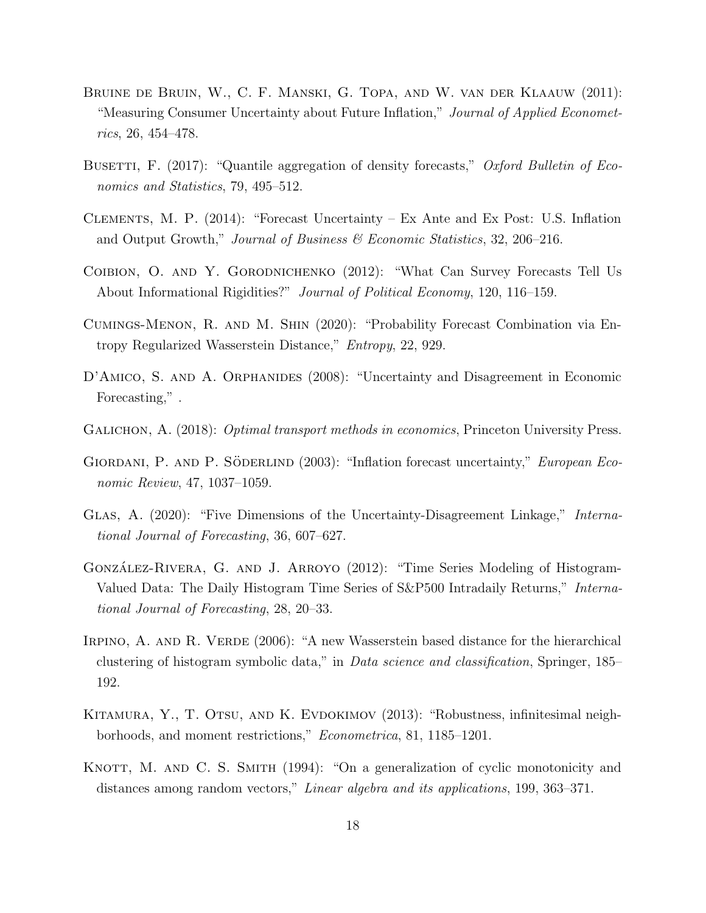Bruine de Bruin, W., C. F. Manski, G. Topa, and W. van der Klaauw (2011): "Measuring Consumer Uncertainty about Future Inflation," *Journal of Applied Econometrics*, 26, 454–478.

Busetti, F. (2017): "Quantile aggregation of density forecasts," *Oxford Bulletin of Economics and Statistics*, 79, 495–512.

Clements, M. P. (2014): "Forecast Uncertainty – Ex Ante and Ex Post: U.S. Inflation and Output Growth," *Journal of Business & Economic Statistics*, 32, 206–216.

Coibion, O. and Y. Gorodnichenko (2012): "What Can Survey Forecasts Tell Us About Informational Rigidities?" *Journal of Political Economy*, 120, 116–159.

Cumings-Menon, R. and M. Shin (2020): "Probability Forecast Combination via Entropy Regularized Wasserstein Distance," *Entropy*, 22, 929.

D'Amico, S. and A. Orphanides (2008): "Uncertainty and Disagreement in Economic Forecasting," .

Galichon, A. (2018): *Optimal transport methods in economics*, Princeton University Press.

Giordani, P. and P. Söderlind (2003): "Inflation forecast uncertainty," *European Economic Review*, 47, 1037–1059.

Glas, A. (2020): "Five Dimensions of the Uncertainty-Disagreement Linkage," *International Journal of Forecasting*, 36, 607–627.

González-Rivera, G. and J. Arroyo (2012): "Time Series Modeling of Histogram-Valued Data: The Daily Histogram Time Series of S&P500 Intradaily Returns," *International Journal of Forecasting*, 28, 20–33.

Irpino, A. and R. Verde (2006): "A new Wasserstein based distance for the hierarchical clustering of histogram symbolic data," in *Data science and classification*, Springer, 185–192.

Kitamura, Y., T. Otsu, and K. Evdokimov (2013): "Robustness, infinitesimal neighborhoods, and moment restrictions," *Econometrica*, 81, 1185–1201.

Knott, M. and C. S. Smith (1994): "On a generalization of cyclic monotonicity and distances among random vectors," *Linear algebra and its applications*, 199, 363–371.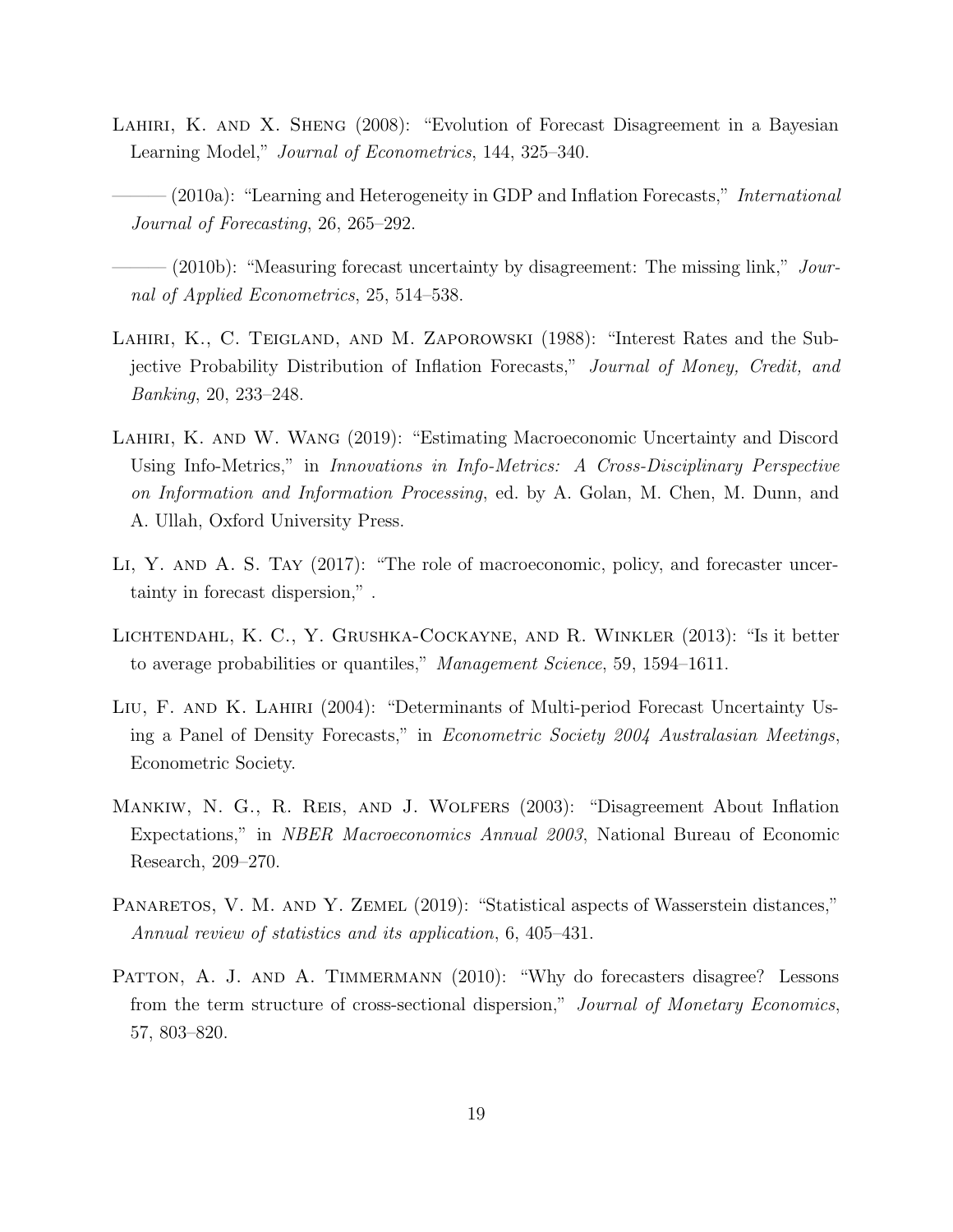Lahiri, K. and X. Sheng (2008): "Evolution of Forecast Disagreement in a Bayesian Learning Model," *Journal of Econometrics*, 144, 325–340.

——— (2010a): "Learning and Heterogeneity in GDP and Inflation Forecasts," *International Journal of Forecasting*, 26, 265–292.

——— (2010b): "Measuring forecast uncertainty by disagreement: The missing link," *Journal of Applied Econometrics*, 25, 514–538.

Lahiri, K., C. Teigland, and M. Zaporowski (1988): "Interest Rates and the Subjective Probability Distribution of Inflation Forecasts," *Journal of Money, Credit, and Banking*, 20, 233–248.

Lahiri, K. and W. Wang (2019): "Estimating Macroeconomic Uncertainty and Discord Using Info-Metrics," in *Innovations in Info-Metrics: A Cross-Disciplinary Perspective on Information and Information Processing*, ed. by A. Golan, M. Chen, M. Dunn, and A. Ullah, Oxford University Press.

Li, Y. and A. S. Tay (2017): "The role of macroeconomic, policy, and forecaster uncertainty in forecast dispersion," .

Lichtendahl, K. C., Y. Grushka-Cockayne, and R. Winkler (2013): "Is it better to average probabilities or quantiles," *Management Science*, 59, 1594–1611.

Liu, F. and K. Lahiri (2004): "Determinants of Multi-period Forecast Uncertainty Using a Panel of Density Forecasts," in *Econometric Society 2004 Australasian Meetings*, Econometric Society.

Mankiw, N. G., R. Reis, and J. Wolfers (2003): "Disagreement About Inflation Expectations," in *NBER Macroeconomics Annual 2003*, National Bureau of Economic Research, 209–270.

Panaretos, V. M. and Y. Zemel (2019): "Statistical aspects of Wasserstein distances," *Annual review of statistics and its application*, 6, 405–431.

Patton, A. J. and A. Timmermann (2010): "Why do forecasters disagree? Lessons from the term structure of cross-sectional dispersion," *Journal of Monetary Economics*, 57, 803–820.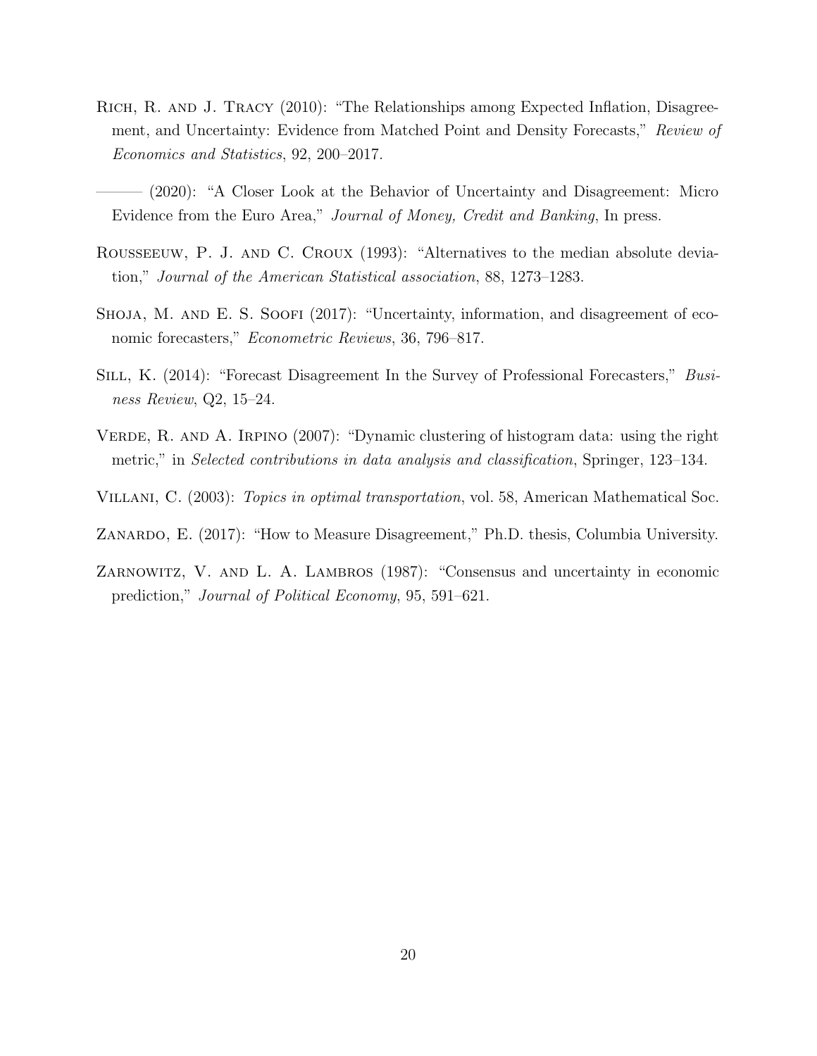Rich, R. and J. Tracy (2010): "The Relationships among Expected Inflation, Disagreement, and Uncertainty: Evidence from Matched Point and Density Forecasts," *Review of Economics and Statistics*, 92, 200–2017.

——— (2020): "A Closer Look at the Behavior of Uncertainty and Disagreement: Micro Evidence from the Euro Area," *Journal of Money, Credit and Banking*, In press.

Rousseeuw, P. J. and C. Croux (1993): "Alternatives to the median absolute deviation," *Journal of the American Statistical association*, 88, 1273–1283.

Shoja, M. and E. S. Soofi (2017): "Uncertainty, information, and disagreement of economic forecasters," *Econometric Reviews*, 36, 796–817.

Sill, K. (2014): "Forecast Disagreement In the Survey of Professional Forecasters," *Business Review*, Q2, 15–24.

Verde, R. and A. Irpino (2007): "Dynamic clustering of histogram data: using the right metric," in *Selected contributions in data analysis and classification*, Springer, 123–134.

Villani, C. (2003): *Topics in optimal transportation*, vol. 58, American Mathematical Soc.

Zanardo, E. (2017): "How to Measure Disagreement," Ph.D. thesis, Columbia University.

Zarnowitz, V. and L. A. Lambros (1987): "Consensus and uncertainty in economic prediction," *Journal of Political Economy*, 95, 591–621.